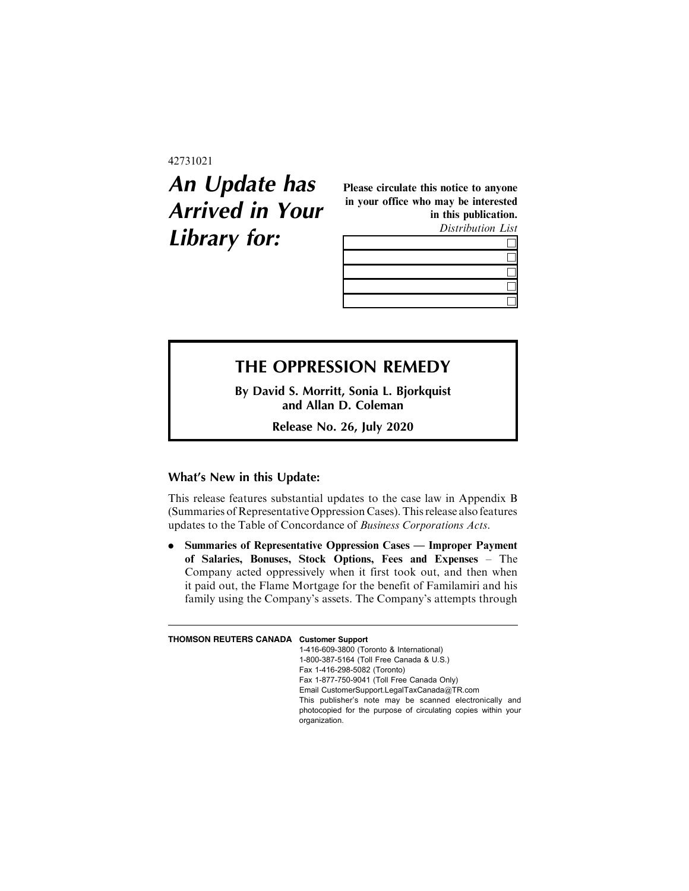42731021

# An Update has Arrived in Your Library for:

**Please circulate this notice to anyone in your office who may be interested in this publication.**

*Distribution List*

| | |
|---|---|
| | ☐ |
| | ☐ |
| | ☐ |
| | ☐ |
| | ☐ |

## THE OPPRESSION REMEDY

**By David S. Morritt, Sonia L. Bjorkquist and Allan D. Coleman**

**Release No. 26, July 2020**

### What's New in this Update:

This release features substantial updates to the case law in Appendix B (Summaries of Representative Oppression Cases). This release also features updates to the Table of Concordance of *Business Corporations Acts*.

- **Summaries of Representative Oppression Cases — Improper Payment of Salaries, Bonuses, Stock Options, Fees and Expenses** – The Company acted oppressively when it first took out, and then when it paid out, the Flame Mortgage for the benefit of Familamiri and his family using the Company's assets. The Company's attempts through

---

**THOMSON REUTERS CANADA** **Customer Support**

1-416-609-3800 (Toronto & International)
1-800-387-5164 (Toll Free Canada & U.S.)
Fax 1-416-298-5082 (Toronto)
Fax 1-877-750-9041 (Toll Free Canada Only)
Email CustomerSupport.LegalTaxCanada@TR.com
This publisher's note may be scanned electronically and photocopied for the purpose of circulating copies within your organization.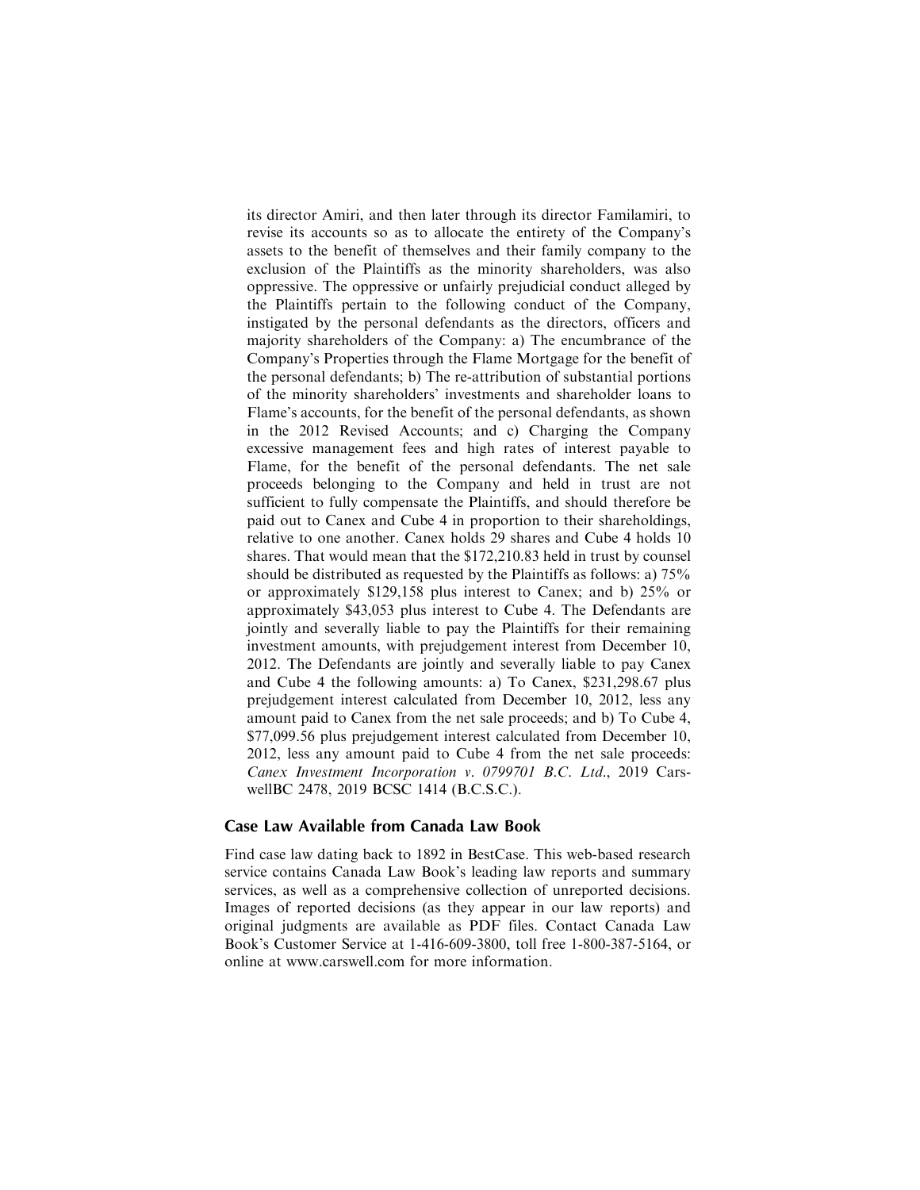its director Amiri, and then later through its director Familamiri, to revise its accounts so as to allocate the entirety of the Company's assets to the benefit of themselves and their family company to the exclusion of the Plaintiffs as the minority shareholders, was also oppressive. The oppressive or unfairly prejudicial conduct alleged by the Plaintiffs pertain to the following conduct of the Company, instigated by the personal defendants as the directors, officers and majority shareholders of the Company: a) The encumbrance of the Company's Properties through the Flame Mortgage for the benefit of the personal defendants; b) The re-attribution of substantial portions of the minority shareholders' investments and shareholder loans to Flame's accounts, for the benefit of the personal defendants, as shown in the 2012 Revised Accounts; and c) Charging the Company excessive management fees and high rates of interest payable to Flame, for the benefit of the personal defendants. The net sale proceeds belonging to the Company and held in trust are not sufficient to fully compensate the Plaintiffs, and should therefore be paid out to Canex and Cube 4 in proportion to their shareholdings, relative to one another. Canex holds 29 shares and Cube 4 holds 10 shares. That would mean that the $172,210.83 held in trust by counsel should be distributed as requested by the Plaintiffs as follows: a) 75% or approximately $129,158 plus interest to Canex; and b) 25% or approximately $43,053 plus interest to Cube 4. The Defendants are jointly and severally liable to pay the Plaintiffs for their remaining investment amounts, with prejudgement interest from December 10, 2012. The Defendants are jointly and severally liable to pay Canex and Cube 4 the following amounts: a) To Canex, $231,298.67 plus prejudgement interest calculated from December 10, 2012, less any amount paid to Canex from the net sale proceeds; and b) To Cube 4, $77,099.56 plus prejudgement interest calculated from December 10, 2012, less any amount paid to Cube 4 from the net sale proceeds: *Canex Investment Incorporation v. 0799701 B.C. Ltd.*, 2019 CarswellBC 2478, 2019 BCSC 1414 (B.C.S.C.).

## Case Law Available from Canada Law Book

Find case law dating back to 1892 in BestCase. This web-based research service contains Canada Law Book's leading law reports and summary services, as well as a comprehensive collection of unreported decisions. Images of reported decisions (as they appear in our law reports) and original judgments are available as PDF files. Contact Canada Law Book's Customer Service at 1-416-609-3800, toll free 1-800-387-5164, or online at www.carswell.com for more information.